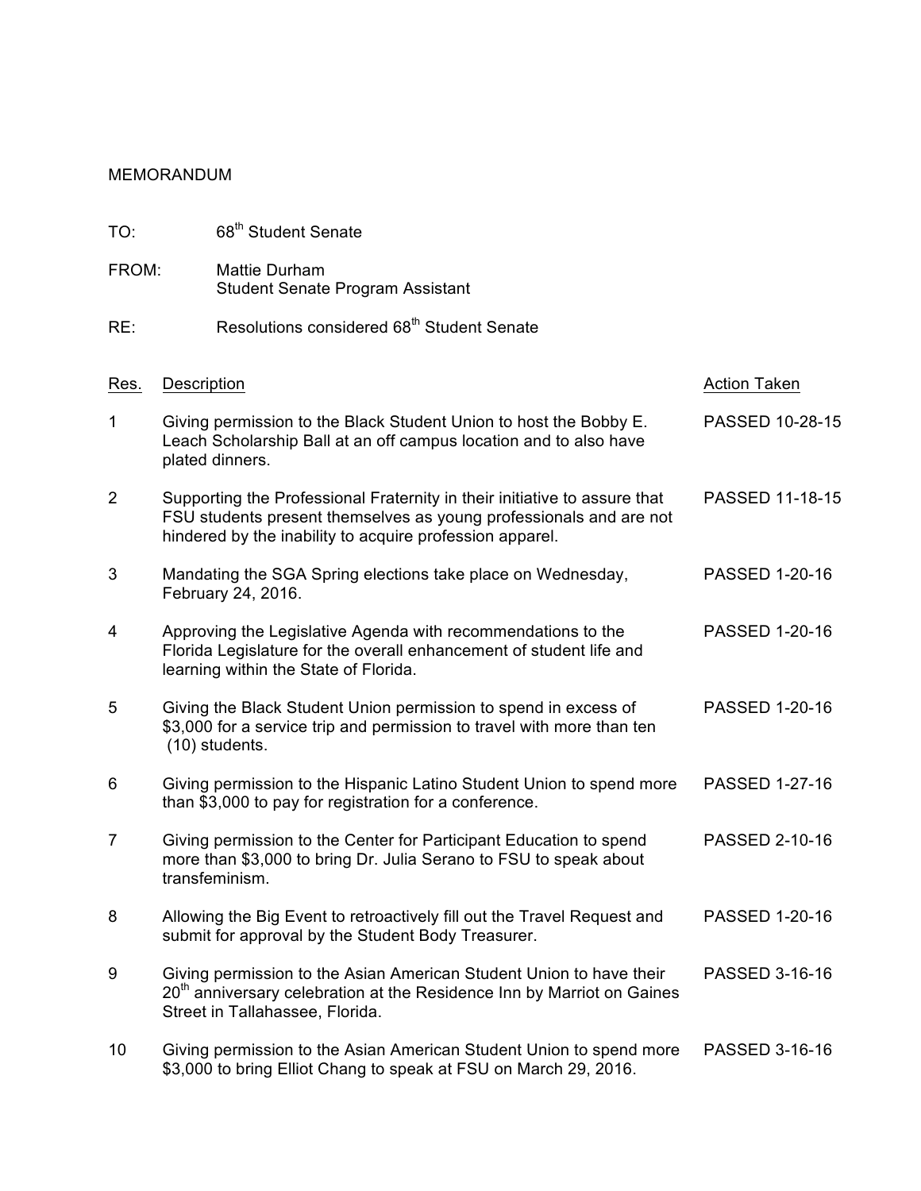MEMORANDUM

TO: 68th Student Senate

FROM: Mattie Durham
Student Senate Program Assistant

RE: Resolutions considered 68th Student Senate

| Res. | Description | Action Taken |
|---|---|---|
| 1 | Giving permission to the Black Student Union to host the Bobby E. Leach Scholarship Ball at an off campus location and to also have plated dinners. | PASSED 10-28-15 |
| 2 | Supporting the Professional Fraternity in their initiative to assure that FSU students present themselves as young professionals and are not hindered by the inability to acquire profession apparel. | PASSED 11-18-15 |
| 3 | Mandating the SGA Spring elections take place on Wednesday, February 24, 2016. | PASSED 1-20-16 |
| 4 | Approving the Legislative Agenda with recommendations to the Florida Legislature for the overall enhancement of student life and learning within the State of Florida. | PASSED 1-20-16 |
| 5 | Giving the Black Student Union permission to spend in excess of $3,000 for a service trip and permission to travel with more than ten (10) students. | PASSED 1-20-16 |
| 6 | Giving permission to the Hispanic Latino Student Union to spend more than $3,000 to pay for registration for a conference. | PASSED 1-27-16 |
| 7 | Giving permission to the Center for Participant Education to spend more than $3,000 to bring Dr. Julia Serano to FSU to speak about transfeminism. | PASSED 2-10-16 |
| 8 | Allowing the Big Event to retroactively fill out the Travel Request and submit for approval by the Student Body Treasurer. | PASSED 1-20-16 |
| 9 | Giving permission to the Asian American Student Union to have their 20th anniversary celebration at the Residence Inn by Marriot on Gaines Street in Tallahassee, Florida. | PASSED 3-16-16 |
| 10 | Giving permission to the Asian American Student Union to spend more $3,000 to bring Elliot Chang to speak at FSU on March 29, 2016. | PASSED 3-16-16 |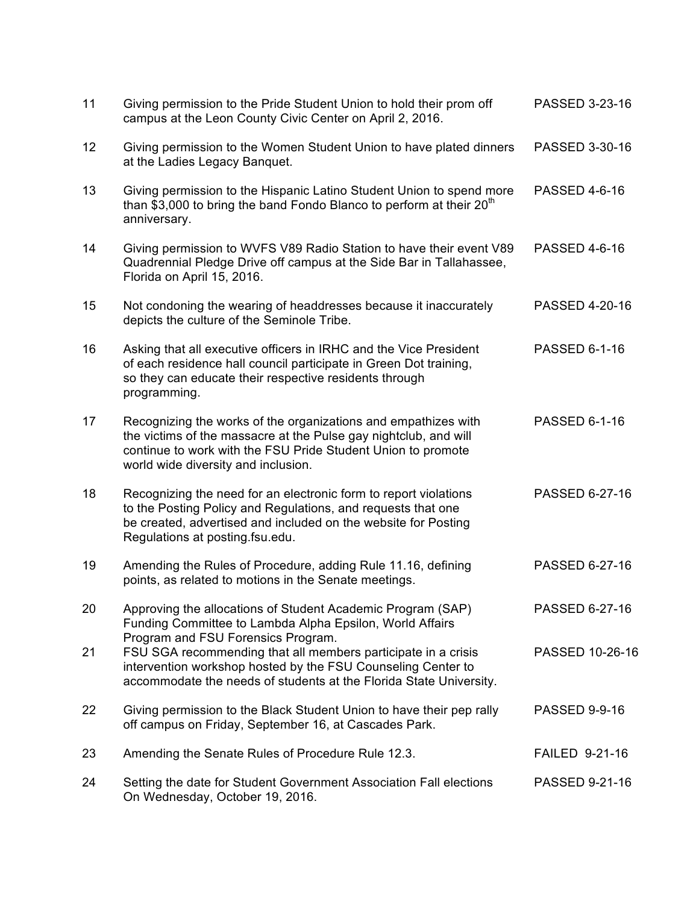| | | |
|---|---|---|
| 11 | Giving permission to the Pride Student Union to hold their prom off campus at the Leon County Civic Center on April 2, 2016. | PASSED 3-23-16 |
| 12 | Giving permission to the Women Student Union to have plated dinners at the Ladies Legacy Banquet. | PASSED 3-30-16 |
| 13 | Giving permission to the Hispanic Latino Student Union to spend more than $3,000 to bring the band Fondo Blanco to perform at their 20th anniversary. | PASSED 4-6-16 |
| 14 | Giving permission to WVFS V89 Radio Station to have their event V89 Quadrennial Pledge Drive off campus at the Side Bar in Tallahassee, Florida on April 15, 2016. | PASSED 4-6-16 |
| 15 | Not condoning the wearing of headdresses because it inaccurately depicts the culture of the Seminole Tribe. | PASSED 4-20-16 |
| 16 | Asking that all executive officers in IRHC and the Vice President of each residence hall council participate in Green Dot training, so they can educate their respective residents through programming. | PASSED 6-1-16 |
| 17 | Recognizing the works of the organizations and empathizes with the victims of the massacre at the Pulse gay nightclub, and will continue to work with the FSU Pride Student Union to promote world wide diversity and inclusion. | PASSED 6-1-16 |
| 18 | Recognizing the need for an electronic form to report violations to the Posting Policy and Regulations, and requests that one be created, advertised and included on the website for Posting Regulations at posting.fsu.edu. | PASSED 6-27-16 |
| 19 | Amending the Rules of Procedure, adding Rule 11.16, defining points, as related to motions in the Senate meetings. | PASSED 6-27-16 |
| 20 | Approving the allocations of Student Academic Program (SAP) Funding Committee to Lambda Alpha Epsilon, World Affairs Program and FSU Forensics Program. | PASSED 6-27-16 |
| 21 | FSU SGA recommending that all members participate in a crisis intervention workshop hosted by the FSU Counseling Center to accommodate the needs of students at the Florida State University. | PASSED 10-26-16 |
| 22 | Giving permission to the Black Student Union to have their pep rally off campus on Friday, September 16, at Cascades Park. | PASSED 9-9-16 |
| 23 | Amending the Senate Rules of Procedure Rule 12.3. | FAILED 9-21-16 |
| 24 | Setting the date for Student Government Association Fall elections On Wednesday, October 19, 2016. | PASSED 9-21-16 |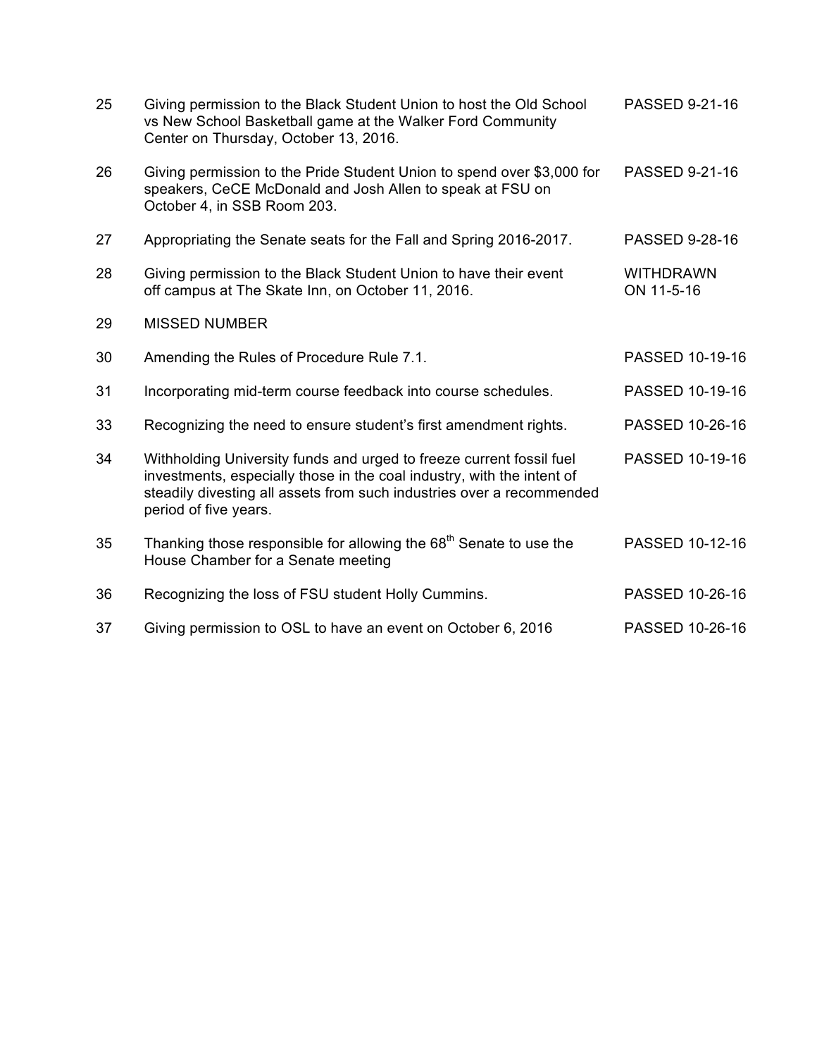| | | |
|---|---|---|
| 25 | Giving permission to the Black Student Union to host the Old School vs New School Basketball game at the Walker Ford Community Center on Thursday, October 13, 2016. | PASSED 9-21-16 |
| 26 | Giving permission to the Pride Student Union to spend over $3,000 for speakers, CeCE McDonald and Josh Allen to speak at FSU on October 4, in SSB Room 203. | PASSED 9-21-16 |
| 27 | Appropriating the Senate seats for the Fall and Spring 2016-2017. | PASSED 9-28-16 |
| 28 | Giving permission to the Black Student Union to have their event off campus at The Skate Inn, on October 11, 2016. | WITHDRAWN ON 11-5-16 |
| 29 | MISSED NUMBER | |
| 30 | Amending the Rules of Procedure Rule 7.1. | PASSED 10-19-16 |
| 31 | Incorporating mid-term course feedback into course schedules. | PASSED 10-19-16 |
| 33 | Recognizing the need to ensure student's first amendment rights. | PASSED 10-26-16 |
| 34 | Withholding University funds and urged to freeze current fossil fuel investments, especially those in the coal industry, with the intent of steadily divesting all assets from such industries over a recommended period of five years. | PASSED 10-19-16 |
| 35 | Thanking those responsible for allowing the 68th Senate to use the House Chamber for a Senate meeting | PASSED 10-12-16 |
| 36 | Recognizing the loss of FSU student Holly Cummins. | PASSED 10-26-16 |
| 37 | Giving permission to OSL to have an event on October 6, 2016 | PASSED 10-26-16 |